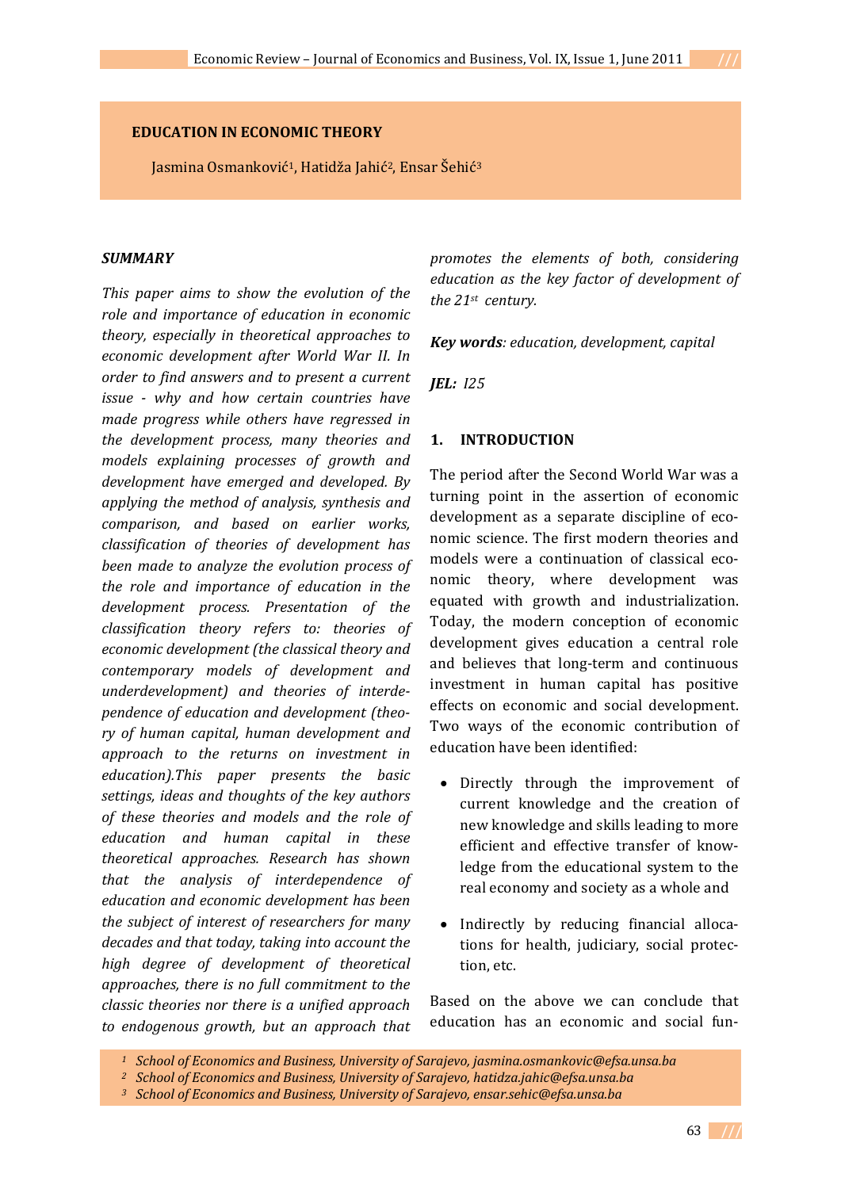# EDUCATION IN ECONOMIC THEORY

Jasmina Osmanković[1], Hatidža Jahić[2], Ensar Šehić[3]

***SUMMARY***

*This paper aims to show the evolution of the role and importance of education in economic theory, especially in theoretical approaches to economic development after World War II. In order to find answers and to present a current issue - why and how certain countries have made progress while others have regressed in the development process, many theories and models explaining processes of growth and development have emerged and developed. By applying the method of analysis, synthesis and comparison, and based on earlier works, classification of theories of development has been made to analyze the evolution process of the role and importance of education in the development process. Presentation of the classification theory refers to: theories of economic development (the classical theory and contemporary models of development and underdevelopment) and theories of interdependence of education and development (theory of human capital, human development and approach to the returns on investment in education).This paper presents the basic settings, ideas and thoughts of the key authors of these theories and models and the role of education and human capital in these theoretical approaches. Research has shown that the analysis of interdependence of education and economic development has been the subject of interest of researchers for many decades and that today, taking into account the high degree of development of theoretical approaches, there is no full commitment to the classic theories nor there is a unified approach to endogenous growth, but an approach that promotes the elements of both, considering education as the key factor of development of the 21st century.*

***Key words****: education, development, capital*

***JEL:*** *I25*

## 1. INTRODUCTION

The period after the Second World War was a turning point in the assertion of economic development as a separate discipline of economic science. The first modern theories and models were a continuation of classical economic theory, where development was equated with growth and industrialization. Today, the modern conception of economic development gives education a central role and believes that long-term and continuous investment in human capital has positive effects on economic and social development. Two ways of the economic contribution of education have been identified:

- Directly through the improvement of current knowledge and the creation of new knowledge and skills leading to more efficient and effective transfer of knowledge from the educational system to the real economy and society as a whole and
- Indirectly by reducing financial allocations for health, judiciary, social protection, etc.

Based on the above we can conclude that education has an economic and social fun-

---

[1] *School of Economics and Business, University of Sarajevo, jasmina.osmankovic@efsa.unsa.ba*
[2] *School of Economics and Business, University of Sarajevo, hatidza.jahic@efsa.unsa.ba*
[3] *School of Economics and Business, University of Sarajevo, ensar.sehic@efsa.unsa.ba*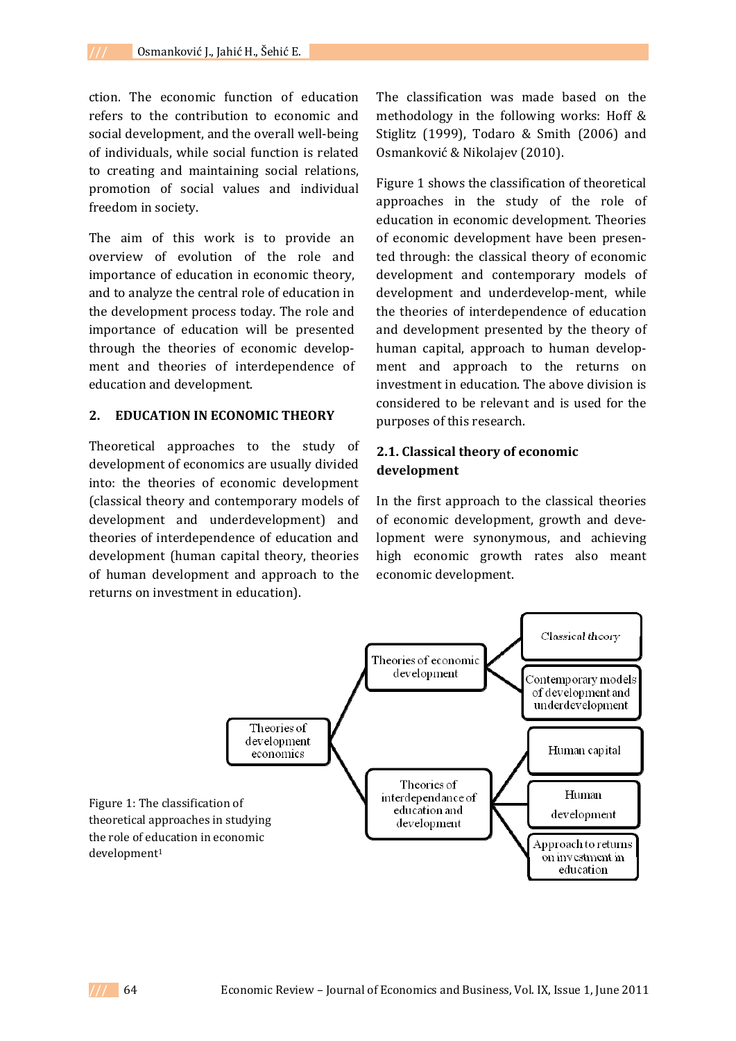ction. The economic function of education refers to the contribution to economic and social development, and the overall well-being of individuals, while social function is related to creating and maintaining social relations, promotion of social values and individual freedom in society.

The aim of this work is to provide an overview of evolution of the role and importance of education in economic theory, and to analyze the central role of education in the development process today. The role and importance of education will be presented through the theories of economic development and theories of interdependence of education and development.

## 2. EDUCATION IN ECONOMIC THEORY

Theoretical approaches to the study of development of economics are usually divided into: the theories of economic development (classical theory and contemporary models of development and underdevelopment) and theories of interdependence of education and development (human capital theory, theories of human development and approach to the returns on investment in education).

The classification was made based on the methodology in the following works: Hoff & Stiglitz (1999), Todaro & Smith (2006) and Osmanković & Nikolajev (2010).

Figure 1 shows the classification of theoretical approaches in the study of the role of education in economic development. Theories of economic development have been presented through: the classical theory of economic development and contemporary models of development and underdevelop-ment, while the theories of interdependence of education and development presented by the theory of human capital, approach to human development and approach to the returns on investment in education. The above division is considered to be relevant and is used for the purposes of this research.

### 2.1. Classical theory of economic development

In the first approach to the classical theories of economic development, growth and development were synonymous, and achieving high economic growth rates also meant economic development.

- Theories of development economics
  - Theories of economic development
    - Classical theory
    - Contemporary models of development and underdevelopment
  - Theories of interdependance of education and development
    - Human capital
    - Human development
    - Approach to returns on investment in education

Figure 1: The classification of theoretical approaches in studying the role of education in economic development[1]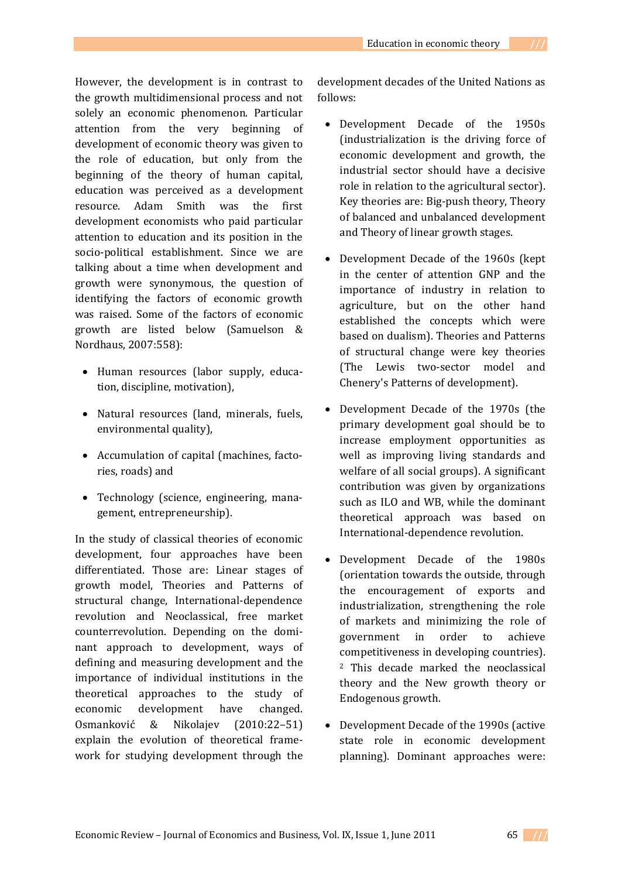However, the development is in contrast to the growth multidimensional process and not solely an economic phenomenon. Particular attention from the very beginning of development of economic theory was given to the role of education, but only from the beginning of the theory of human capital, education was perceived as a development resource. Adam Smith was the first development economists who paid particular attention to education and its position in the socio-political establishment. Since we are talking about a time when development and growth were synonymous, the question of identifying the factors of economic growth was raised. Some of the factors of economic growth are listed below (Samuelson & Nordhaus, 2007:558):

- Human resources (labor supply, education, discipline, motivation),
- Natural resources (land, minerals, fuels, environmental quality),
- Accumulation of capital (machines, factories, roads) and
- Technology (science, engineering, management, entrepreneurship).

In the study of classical theories of economic development, four approaches have been differentiated. Those are: Linear stages of growth model, Theories and Patterns of structural change, International-dependence revolution and Neoclassical, free market counterrevolution. Depending on the dominant approach to development, ways of defining and measuring development and the importance of individual institutions in the theoretical approaches to the study of economic development have changed. Osmanković & Nikolajev (2010:22–51) explain the evolution of theoretical framework for studying development through the development decades of the United Nations as follows:

- Development Decade of the 1950s (industrialization is the driving force of economic development and growth, the industrial sector should have a decisive role in relation to the agricultural sector). Key theories are: Big-push theory, Theory of balanced and unbalanced development and Theory of linear growth stages.
- Development Decade of the 1960s (kept in the center of attention GNP and the importance of industry in relation to agriculture, but on the other hand established the concepts which were based on dualism). Theories and Patterns of structural change were key theories (The Lewis two-sector model and Chenery's Patterns of development).
- Development Decade of the 1970s (the primary development goal should be to increase employment opportunities as well as improving living standards and welfare of all social groups). A significant contribution was given by organizations such as ILO and WB, while the dominant theoretical approach was based on International-dependence revolution.
- Development Decade of the 1980s (orientation towards the outside, through the encouragement of exports and industrialization, strengthening the role of markets and minimizing the role of government in order to achieve competitiveness in developing countries). [2] This decade marked the neoclassical theory and the New growth theory or Endogenous growth.
- Development Decade of the 1990s (active state role in economic development planning). Dominant approaches were: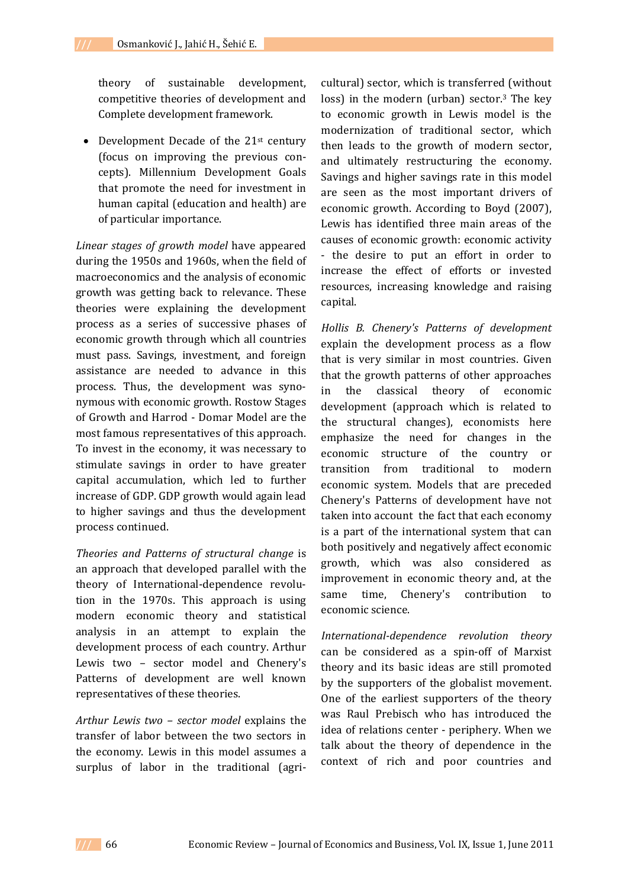theory of sustainable development, competitive theories of development and Complete development framework.

- Development Decade of the 21st century (focus on improving the previous concepts). Millennium Development Goals that promote the need for investment in human capital (education and health) are of particular importance.

*Linear stages of growth model* have appeared during the 1950s and 1960s, when the field of macroeconomics and the analysis of economic growth was getting back to relevance. These theories were explaining the development process as a series of successive phases of economic growth through which all countries must pass. Savings, investment, and foreign assistance are needed to advance in this process. Thus, the development was synonymous with economic growth. Rostow Stages of Growth and Harrod - Domar Model are the most famous representatives of this approach. To invest in the economy, it was necessary to stimulate savings in order to have greater capital accumulation, which led to further increase of GDP. GDP growth would again lead to higher savings and thus the development process continued.

*Theories and Patterns of structural change* is an approach that developed parallel with the theory of International-dependence revolution in the 1970s. This approach is using modern economic theory and statistical analysis in an attempt to explain the development process of each country. Arthur Lewis two – sector model and Chenery's Patterns of development are well known representatives of these theories.

*Arthur Lewis two – sector model* explains the transfer of labor between the two sectors in the economy. Lewis in this model assumes a surplus of labor in the traditional (agricultural) sector, which is transferred (without loss) in the modern (urban) sector.[3] The key to economic growth in Lewis model is the modernization of traditional sector, which then leads to the growth of modern sector, and ultimately restructuring the economy. Savings and higher savings rate in this model are seen as the most important drivers of economic growth. According to Boyd (2007), Lewis has identified three main areas of the causes of economic growth: economic activity - the desire to put an effort in order to increase the effect of efforts or invested resources, increasing knowledge and raising capital.

*Hollis B. Chenery's Patterns of development* explain the development process as a flow that is very similar in most countries. Given that the growth patterns of other approaches in the classical theory of economic development (approach which is related to the structural changes), economists here emphasize the need for changes in the economic structure of the country or transition from traditional to modern economic system. Models that are preceded Chenery's Patterns of development have not taken into account the fact that each economy is a part of the international system that can both positively and negatively affect economic growth, which was also considered as improvement in economic theory and, at the same time, Chenery's contribution to economic science.

*International-dependence revolution theory* can be considered as a spin-off of Marxist theory and its basic ideas are still promoted by the supporters of the globalist movement. One of the earliest supporters of the theory was Raul Prebisch who has introduced the idea of relations center - periphery. When we talk about the theory of dependence in the context of rich and poor countries and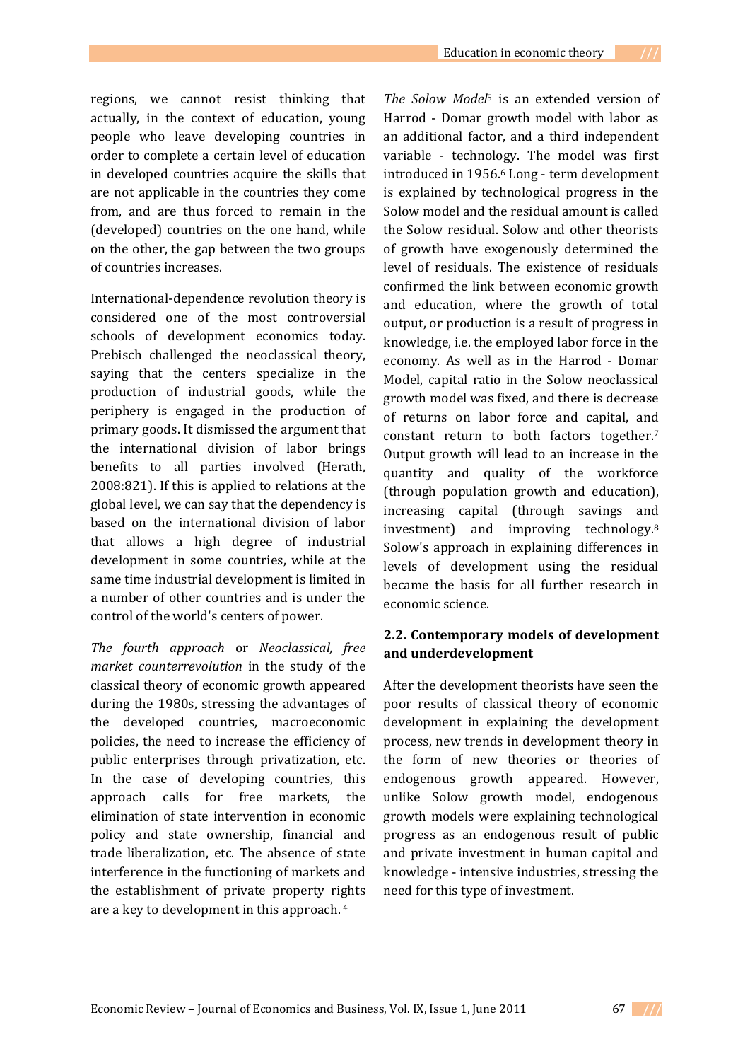regions, we cannot resist thinking that actually, in the context of education, young people who leave developing countries in order to complete a certain level of education in developed countries acquire the skills that are not applicable in the countries they come from, and are thus forced to remain in the (developed) countries on the one hand, while on the other, the gap between the two groups of countries increases.

International-dependence revolution theory is considered one of the most controversial schools of development economics today. Prebisch challenged the neoclassical theory, saying that the centers specialize in the production of industrial goods, while the periphery is engaged in the production of primary goods. It dismissed the argument that the international division of labor brings benefits to all parties involved (Herath, 2008:821). If this is applied to relations at the global level, we can say that the dependency is based on the international division of labor that allows a high degree of industrial development in some countries, while at the same time industrial development is limited in a number of other countries and is under the control of the world's centers of power.

*The fourth approach* or *Neoclassical, free market counterrevolution* in the study of the classical theory of economic growth appeared during the 1980s, stressing the advantages of the developed countries, macroeconomic policies, the need to increase the efficiency of public enterprises through privatization, etc. In the case of developing countries, this approach calls for free markets, the elimination of state intervention in economic policy and state ownership, financial and trade liberalization, etc. The absence of state interference in the functioning of markets and the establishment of private property rights are a key to development in this approach. [4]

*The Solow Model*[5] is an extended version of Harrod - Domar growth model with labor as an additional factor, and a third independent variable - technology. The model was first introduced in 1956.[6] Long - term development is explained by technological progress in the Solow model and the residual amount is called the Solow residual. Solow and other theorists of growth have exogenously determined the level of residuals. The existence of residuals confirmed the link between economic growth and education, where the growth of total output, or production is a result of progress in knowledge, i.e. the employed labor force in the economy. As well as in the Harrod - Domar Model, capital ratio in the Solow neoclassical growth model was fixed, and there is decrease of returns on labor force and capital, and constant return to both factors together.[7] Output growth will lead to an increase in the quantity and quality of the workforce (through population growth and education), increasing capital (through savings and investment) and improving technology.[8] Solow's approach in explaining differences in levels of development using the residual became the basis for all further research in economic science.

## 2.2. Contemporary models of development and underdevelopment

After the development theorists have seen the poor results of classical theory of economic development in explaining the development process, new trends in development theory in the form of new theories or theories of endogenous growth appeared. However, unlike Solow growth model, endogenous growth models were explaining technological progress as an endogenous result of public and private investment in human capital and knowledge - intensive industries, stressing the need for this type of investment.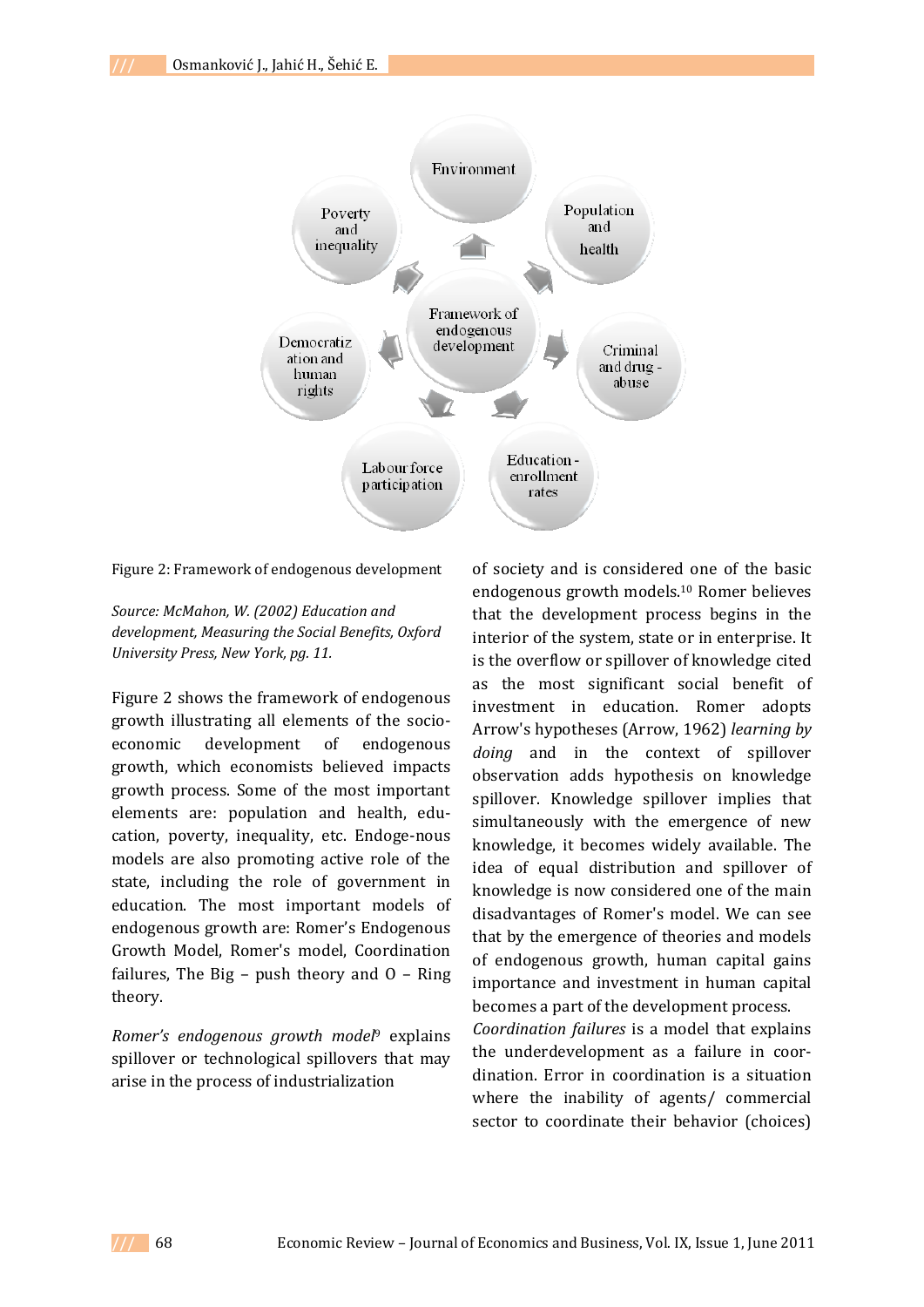Figure 2: Framework of endogenous development

*Source: McMahon, W. (2002) Education and development, Measuring the Social Benefits, Oxford University Press, New York, pg. 11.*

Figure 2 shows the framework of endogenous growth illustrating all elements of the socio-economic development of endogenous growth, which economists believed impacts growth process. Some of the most important elements are: population and health, education, poverty, inequality, etc. Endoge-nous models are also promoting active role of the state, including the role of government in education. The most important models of endogenous growth are: Romer's Endogenous Growth Model, Romer's model, Coordination failures, The Big – push theory and O – Ring theory.

*Romer's endogenous growth model*[9] explains spillover or technological spillovers that may arise in the process of industrialization of society and is considered one of the basic endogenous growth models.[10] Romer believes that the development process begins in the interior of the system, state or in enterprise. It is the overflow or spillover of knowledge cited as the most significant social benefit of investment in education. Romer adopts Arrow's hypotheses (Arrow, 1962) *learning by doing* and in the context of spillover observation adds hypothesis on knowledge spillover. Knowledge spillover implies that simultaneously with the emergence of new knowledge, it becomes widely available. The idea of equal distribution and spillover of knowledge is now considered one of the main disadvantages of Romer's model. We can see that by the emergence of theories and models of endogenous growth, human capital gains importance and investment in human capital becomes a part of the development process.

*Coordination failures* is a model that explains the underdevelopment as a failure in coordination. Error in coordination is a situation where the inability of agents/ commercial sector to coordinate their behavior (choices)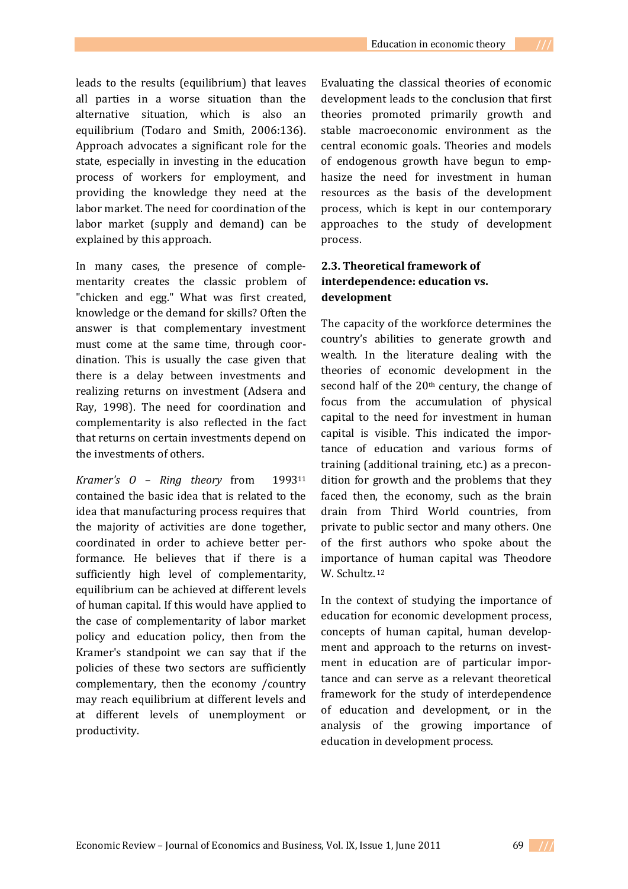leads to the results (equilibrium) that leaves all parties in a worse situation than the alternative situation, which is also an equilibrium (Todaro and Smith, 2006:136). Approach advocates a significant role for the state, especially in investing in the education process of workers for employment, and providing the knowledge they need at the labor market. The need for coordination of the labor market (supply and demand) can be explained by this approach.

In many cases, the presence of complementarity creates the classic problem of "chicken and egg." What was first created, knowledge or the demand for skills? Often the answer is that complementary investment must come at the same time, through coordination. This is usually the case given that there is a delay between investments and realizing returns on investment (Adsera and Ray, 1998). The need for coordination and complementarity is also reflected in the fact that returns on certain investments depend on the investments of others.

*Kramer's O – Ring theory* from 1993[11] contained the basic idea that is related to the idea that manufacturing process requires that the majority of activities are done together, coordinated in order to achieve better performance. He believes that if there is a sufficiently high level of complementarity, equilibrium can be achieved at different levels of human capital. If this would have applied to the case of complementarity of labor market policy and education policy, then from the Kramer's standpoint we can say that if the policies of these two sectors are sufficiently complementary, then the economy /country may reach equilibrium at different levels and at different levels of unemployment or productivity.

Evaluating the classical theories of economic development leads to the conclusion that first theories promoted primarily growth and stable macroeconomic environment as the central economic goals. Theories and models of endogenous growth have begun to emphasize the need for investment in human resources as the basis of the development process, which is kept in our contemporary approaches to the study of development process.

### 2.3. Theoretical framework of interdependence: education vs. development

The capacity of the workforce determines the country's abilities to generate growth and wealth. In the literature dealing with the theories of economic development in the second half of the 20th century, the change of focus from the accumulation of physical capital to the need for investment in human capital is visible. This indicated the importance of education and various forms of training (additional training, etc.) as a precondition for growth and the problems that they faced then, the economy, such as the brain drain from Third World countries, from private to public sector and many others. One of the first authors who spoke about the importance of human capital was Theodore W. Schultz.[12]

In the context of studying the importance of education for economic development process, concepts of human capital, human development and approach to the returns on investment in education are of particular importance and can serve as a relevant theoretical framework for the study of interdependence of education and development, or in the analysis of the growing importance of education in development process.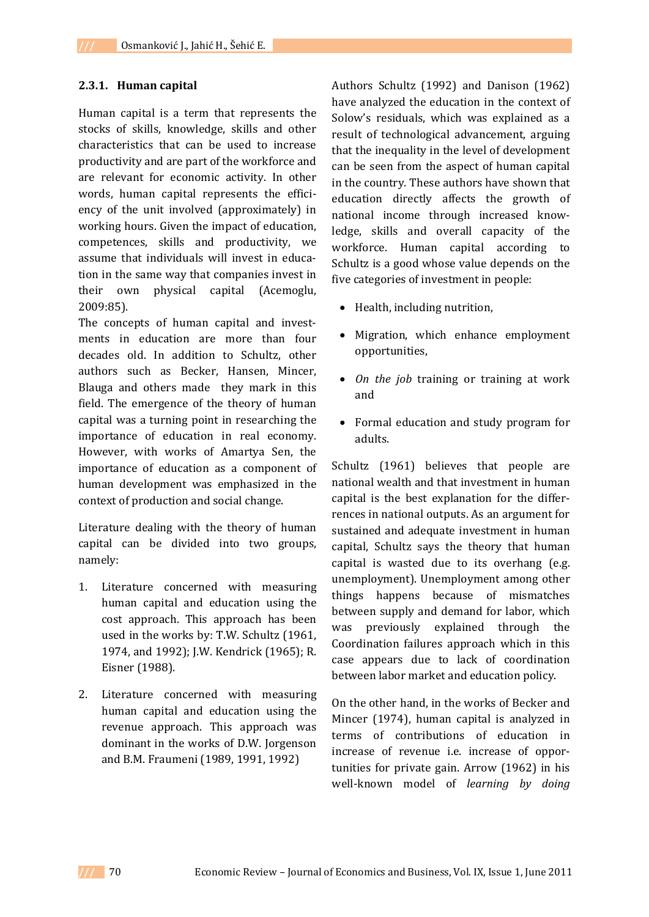### 2.3.1. Human capital

Human capital is a term that represents the stocks of skills, knowledge, skills and other characteristics that can be used to increase productivity and are part of the workforce and are relevant for economic activity. In other words, human capital represents the efficiency of the unit involved (approximately) in working hours. Given the impact of education, competences, skills and productivity, we assume that individuals will invest in education in the same way that companies invest in their own physical capital (Acemoglu, 2009:85).

The concepts of human capital and investments in education are more than four decades old. In addition to Schultz, other authors such as Becker, Hansen, Mincer, Blauga and others made they mark in this field. The emergence of the theory of human capital was a turning point in researching the importance of education in real economy. However, with works of Amartya Sen, the importance of education as a component of human development was emphasized in the context of production and social change.

Literature dealing with the theory of human capital can be divided into two groups, namely:

1. Literature concerned with measuring human capital and education using the cost approach. This approach has been used in the works by: T.W. Schultz (1961, 1974, and 1992); J.W. Kendrick (1965); R. Eisner (1988).

2. Literature concerned with measuring human capital and education using the revenue approach. This approach was dominant in the works of D.W. Jorgenson and B.M. Fraumeni (1989, 1991, 1992)

Authors Schultz (1992) and Danison (1962) have analyzed the education in the context of Solow's residuals, which was explained as a result of technological advancement, arguing that the inequality in the level of development can be seen from the aspect of human capital in the country. These authors have shown that education directly affects the growth of national income through increased knowledge, skills and overall capacity of the workforce. Human capital according to Schultz is a good whose value depends on the five categories of investment in people:

- Health, including nutrition,
- Migration, which enhance employment opportunities,
- *On the job* training or training at work and
- Formal education and study program for adults.

Schultz (1961) believes that people are national wealth and that investment in human capital is the best explanation for the differences in national outputs. As an argument for sustained and adequate investment in human capital, Schultz says the theory that human capital is wasted due to its overhang (e.g. unemployment). Unemployment among other things happens because of mismatches between supply and demand for labor, which was previously explained through the Coordination failures approach which in this case appears due to lack of coordination between labor market and education policy.

On the other hand, in the works of Becker and Mincer (1974), human capital is analyzed in terms of contributions of education in increase of revenue i.e. increase of opportunities for private gain. Arrow (1962) in his well-known model of *learning by doing*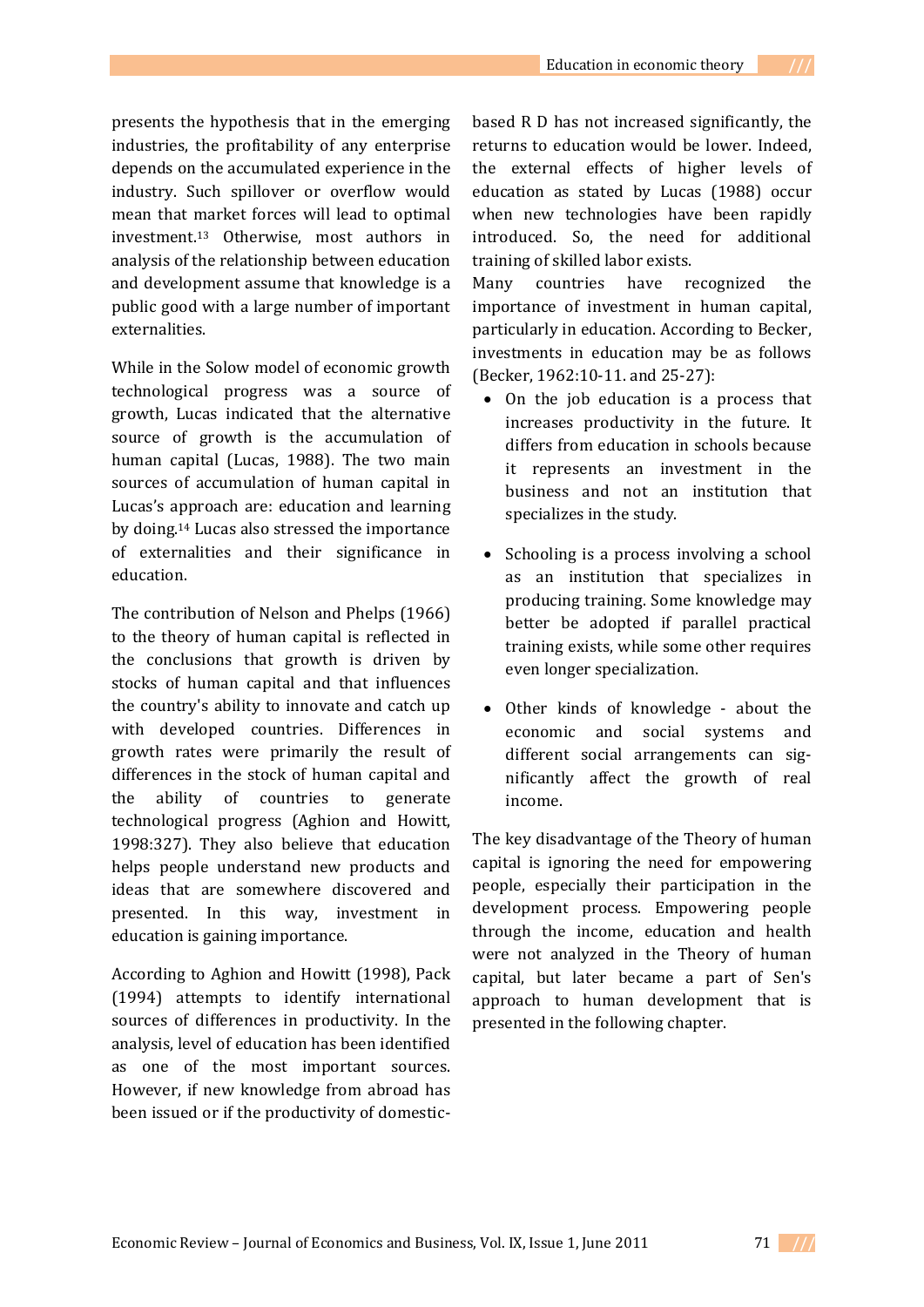presents the hypothesis that in the emerging industries, the profitability of any enterprise depends on the accumulated experience in the industry. Such spillover or overflow would mean that market forces will lead to optimal investment.[13] Otherwise, most authors in analysis of the relationship between education and development assume that knowledge is a public good with a large number of important externalities.

While in the Solow model of economic growth technological progress was a source of growth, Lucas indicated that the alternative source of growth is the accumulation of human capital (Lucas, 1988). The two main sources of accumulation of human capital in Lucas's approach are: education and learning by doing.[14] Lucas also stressed the importance of externalities and their significance in education.

The contribution of Nelson and Phelps (1966) to the theory of human capital is reflected in the conclusions that growth is driven by stocks of human capital and that influences the country's ability to innovate and catch up with developed countries. Differences in growth rates were primarily the result of differences in the stock of human capital and the ability of countries to generate technological progress (Aghion and Howitt, 1998:327). They also believe that education helps people understand new products and ideas that are somewhere discovered and presented. In this way, investment in education is gaining importance.

According to Aghion and Howitt (1998), Pack (1994) attempts to identify international sources of differences in productivity. In the analysis, level of education has been identified as one of the most important sources. However, if new knowledge from abroad has been issued or if the productivity of domestic-based R D has not increased significantly, the returns to education would be lower. Indeed, the external effects of higher levels of education as stated by Lucas (1988) occur when new technologies have been rapidly introduced. So, the need for additional training of skilled labor exists.

Many countries have recognized the importance of investment in human capital, particularly in education. According to Becker, investments in education may be as follows (Becker, 1962:10-11. and 25-27):

- On the job education is a process that increases productivity in the future. It differs from education in schools because it represents an investment in the business and not an institution that specializes in the study.
- Schooling is a process involving a school as an institution that specializes in producing training. Some knowledge may better be adopted if parallel practical training exists, while some other requires even longer specialization.
- Other kinds of knowledge - about the economic and social systems and different social arrangements can significantly affect the growth of real income.

The key disadvantage of the Theory of human capital is ignoring the need for empowering people, especially their participation in the development process. Empowering people through the income, education and health were not analyzed in the Theory of human capital, but later became a part of Sen's approach to human development that is presented in the following chapter.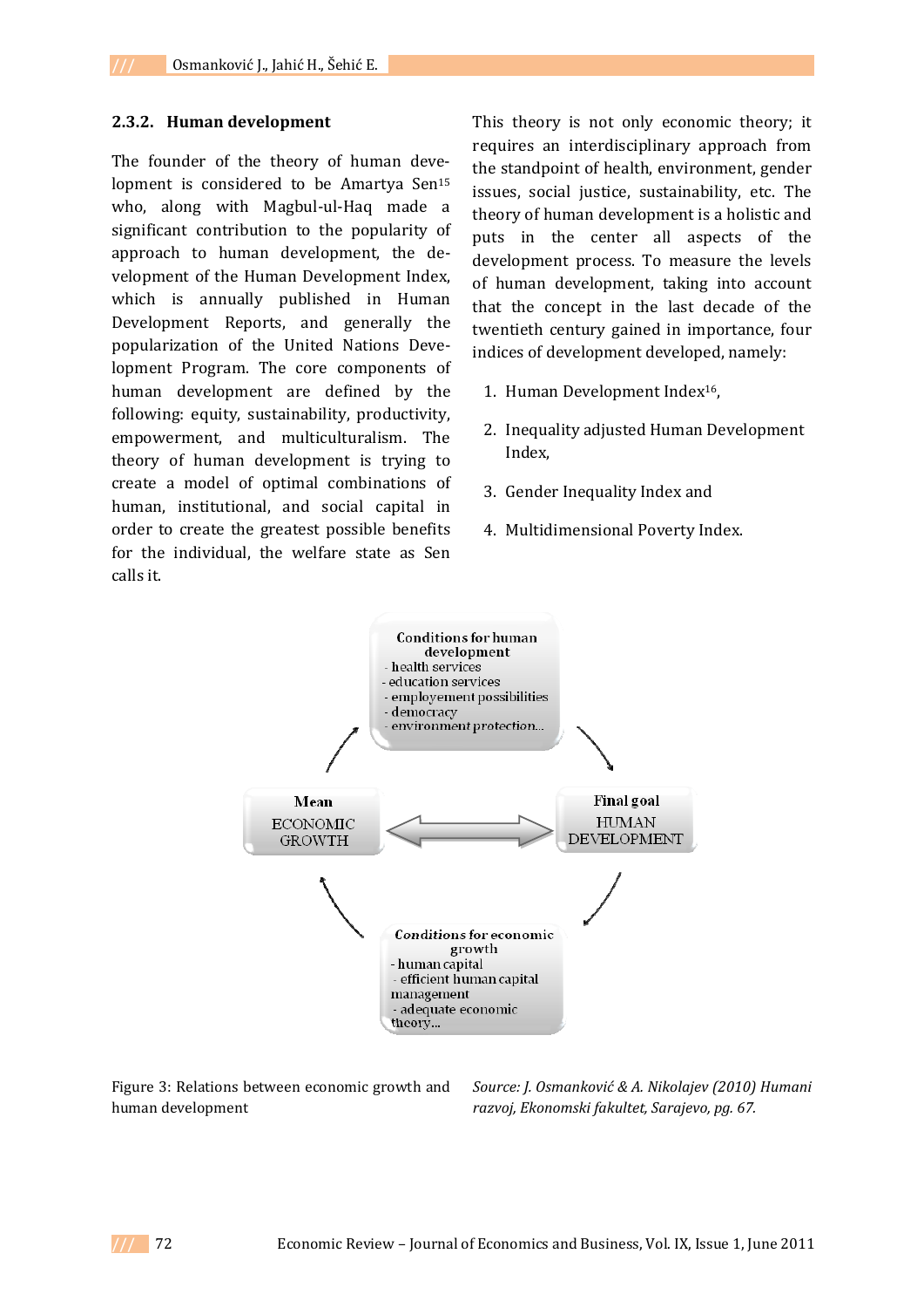### 2.3.2. Human development

The founder of the theory of human development is considered to be Amartya Sen[15] who, along with Magbul-ul-Haq made a significant contribution to the popularity of approach to human development, the development of the Human Development Index, which is annually published in Human Development Reports, and generally the popularization of the United Nations Development Program. The core components of human development are defined by the following: equity, sustainability, productivity, empowerment, and multiculturalism. The theory of human development is trying to create a model of optimal combinations of human, institutional, and social capital in order to create the greatest possible benefits for the individual, the welfare state as Sen calls it.

This theory is not only economic theory; it requires an interdisciplinary approach from the standpoint of health, environment, gender issues, social justice, sustainability, etc. The theory of human development is a holistic and puts in the center all aspects of the development process. To measure the levels of human development, taking into account that the concept in the last decade of the twentieth century gained in importance, four indices of development developed, namely:

1. Human Development Index[16],
2. Inequality adjusted Human Development Index,
3. Gender Inequality Index and
4. Multidimensional Poverty Index.

Conditions for human development
- health services
- education services
- employement possibilities
- democracy
- environment protection...

Mean
ECONOMIC GROWTH

Final goal
HUMAN DEVELOPMENT

Conditions for economic growth
- human capital
- efficient human capital management
- adequate economic theory...

Figure 3: Relations between economic growth and human development

*Source: J. Osmanković & A. Nikolajev (2010) Humani razvoj, Ekonomski fakultet, Sarajevo, pg. 67.*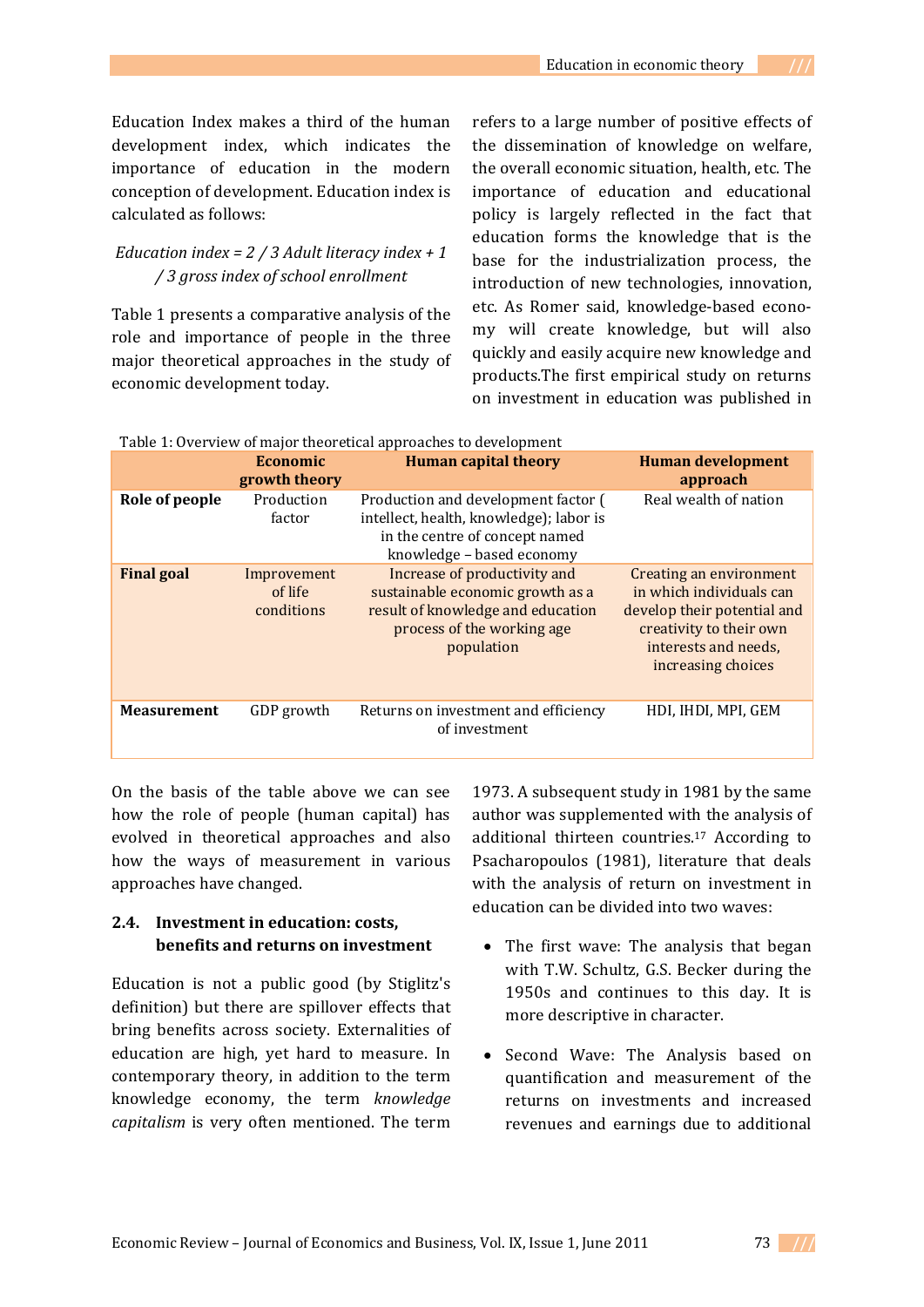Education Index makes a third of the human development index, which indicates the importance of education in the modern conception of development. Education index is calculated as follows:

*Education index = 2 / 3 Adult literacy index + 1 / 3 gross index of school enrollment*

Table 1 presents a comparative analysis of the role and importance of people in the three major theoretical approaches in the study of economic development today.

Table 1: Overview of major theoretical approaches to development

| | Economic growth theory | Human capital theory | Human development approach |
|---|---|---|---|
| **Role of people** | Production factor | Production and development factor ( intellect, health, knowledge); labor is in the centre of concept named knowledge – based economy | Real wealth of nation |
| **Final goal** | Improvement of life conditions | Increase of productivity and sustainable economic growth as a result of knowledge and education process of the working age population | Creating an environment in which individuals can develop their potential and creativity to their own interests and needs, increasing choices |
| **Measurement** | GDP growth | Returns on investment and efficiency of investment | HDI, IHDI, MPI, GEM |

On the basis of the table above we can see how the role of people (human capital) has evolved in theoretical approaches and also how the ways of measurement in various approaches have changed.

### 2.4. Investment in education: costs, benefits and returns on investment

Education is not a public good (by Stiglitz's definition) but there are spillover effects that bring benefits across society. Externalities of education are high, yet hard to measure. In contemporary theory, in addition to the term knowledge economy, the term *knowledge capitalism* is very often mentioned. The term refers to a large number of positive effects of the dissemination of knowledge on welfare, the overall economic situation, health, etc. The importance of education and educational policy is largely reflected in the fact that education forms the knowledge that is the base for the industrialization process, the introduction of new technologies, innovation, etc. As Romer said, knowledge-based economy will create knowledge, but will also quickly and easily acquire new knowledge and products.The first empirical study on returns on investment in education was published in 1973. A subsequent study in 1981 by the same author was supplemented with the analysis of additional thirteen countries.[17] According to Psacharopoulos (1981), literature that deals with the analysis of return on investment in education can be divided into two waves:

- The first wave: The analysis that began with T.W. Schultz, G.S. Becker during the 1950s and continues to this day. It is more descriptive in character.
- Second Wave: The Analysis based on quantification and measurement of the returns on investments and increased revenues and earnings due to additional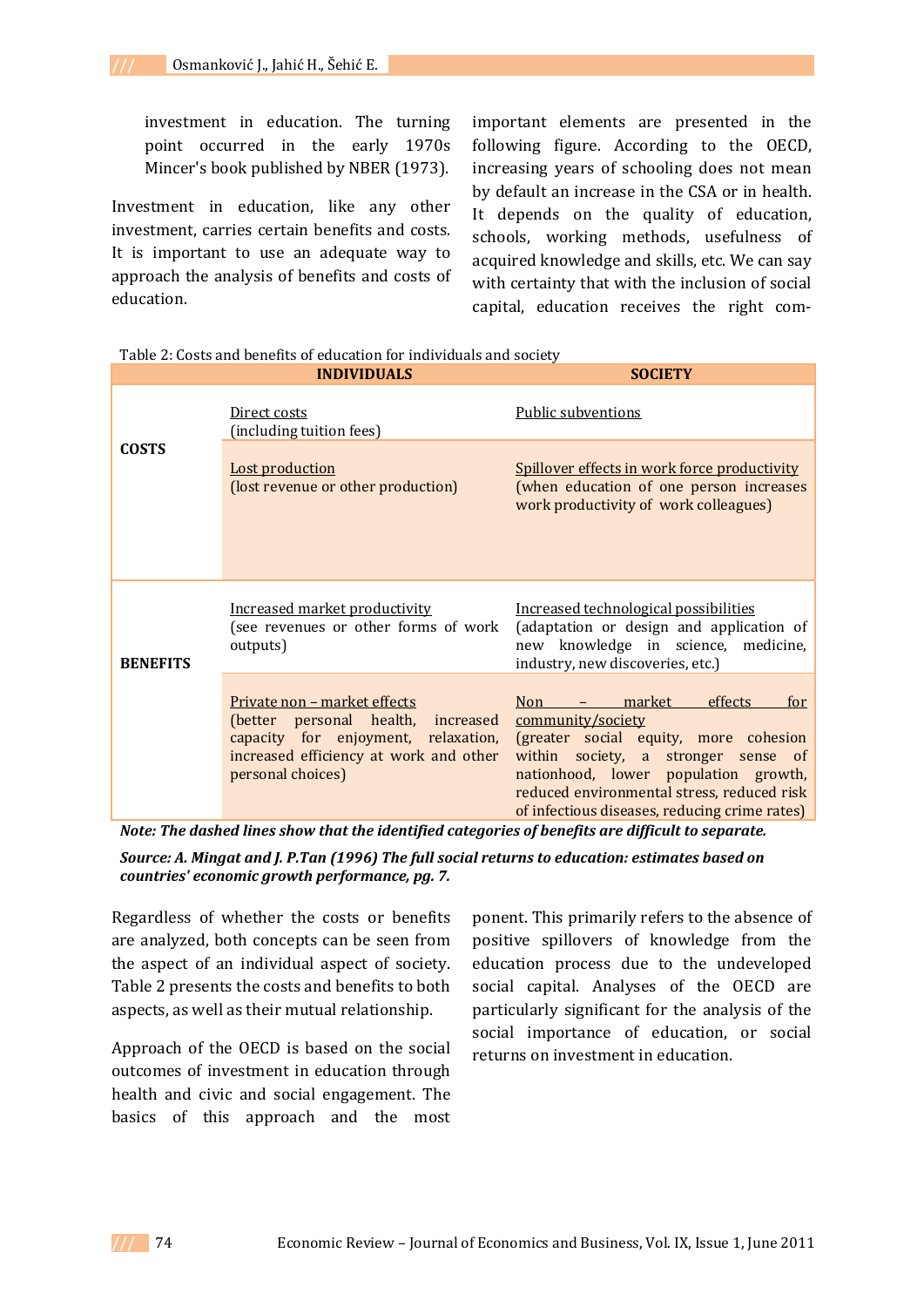investment in education. The turning point occurred in the early 1970s Mincer's book published by NBER (1973).

Investment in education, like any other investment, carries certain benefits and costs. It is important to use an adequate way to approach the analysis of benefits and costs of education.

important elements are presented in the following figure. According to the OECD, increasing years of schooling does not mean by default an increase in the CSA or in health. It depends on the quality of education, schools, working methods, usefulness of acquired knowledge and skills, etc. We can say with certainty that with the inclusion of social capital, education receives the right com-

Table 2: Costs and benefits of education for individuals and society

| | INDIVIDUALS | SOCIETY |
|---|---|---|
| **COSTS** | Direct costs (including tuition fees) | Public subventions |
| | Lost production (lost revenue or other production) | Spillover effects in work force productivity (when education of one person increases work productivity of work colleagues) |
| **BENEFITS** | Increased market productivity (see revenues or other forms of work outputs) | Increased technological possibilities (adaptation or design and application of new knowledge in science, medicine, industry, new discoveries, etc.) |
| | Private non – market effects (better personal health, increased capacity for enjoyment, relaxation, increased efficiency at work and other personal choices) | Non – market effects for community/society (greater social equity, more cohesion within society, a stronger sense of nationhood, lower population growth, reduced environmental stress, reduced risk of infectious diseases, reducing crime rates) |

***Note: The dashed lines show that the identified categories of benefits are difficult to separate.***

***Source: A. Mingat and J. P.Tan (1996) The full social returns to education: estimates based on countries' economic growth performance, pg. 7.***

Regardless of whether the costs or benefits are analyzed, both concepts can be seen from the aspect of an individual aspect of society. Table 2 presents the costs and benefits to both aspects, as well as their mutual relationship.

Approach of the OECD is based on the social outcomes of investment in education through health and civic and social engagement. The basics of this approach and the most ponent. This primarily refers to the absence of positive spillovers of knowledge from the education process due to the undeveloped social capital. Analyses of the OECD are particularly significant for the analysis of the social importance of education, or social returns on investment in education.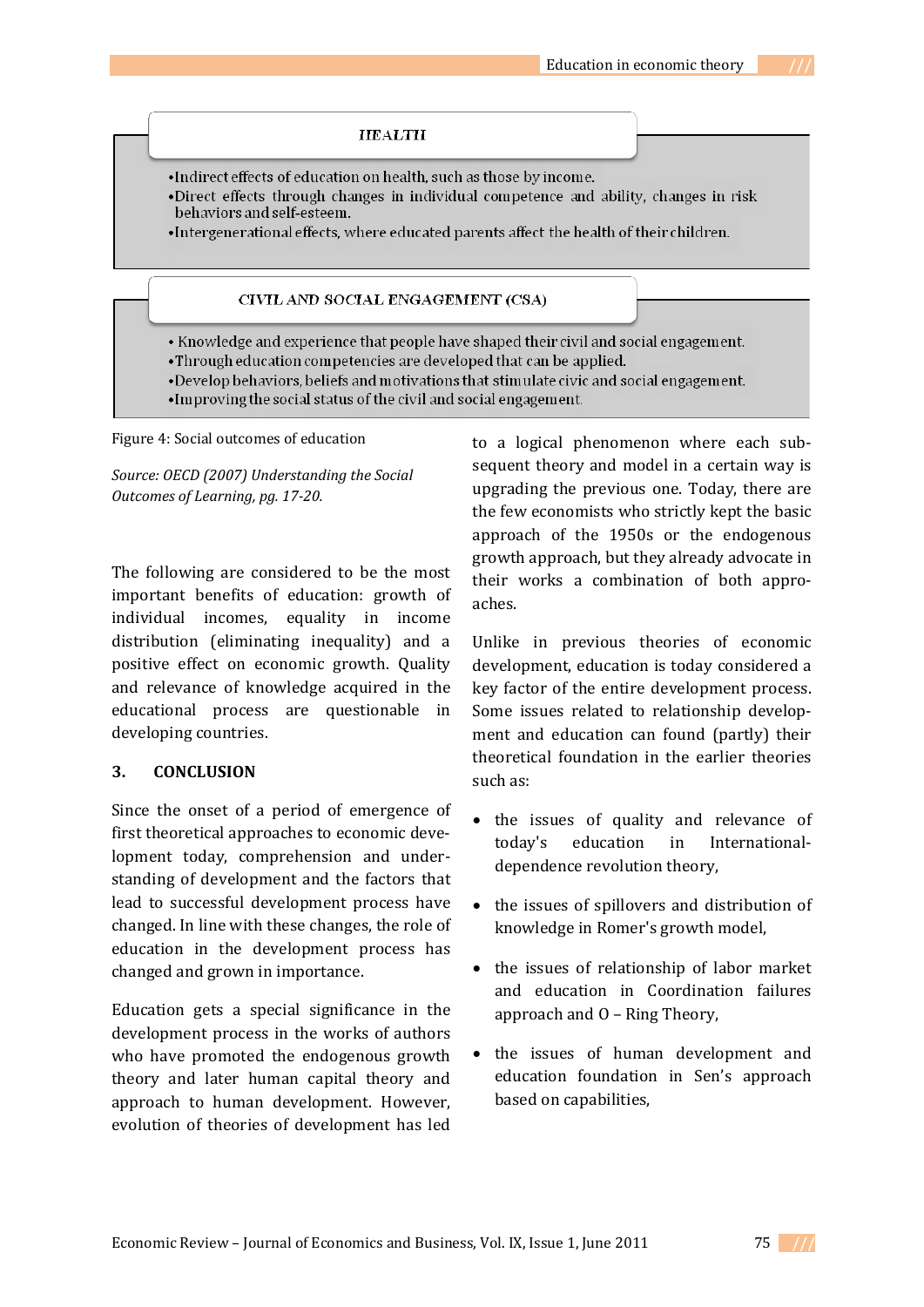**HEALTH**

- Indirect effects of education on health, such as those by income.
- Direct effects through changes in individual competence and ability, changes in risk behaviors and self-esteem.
- Intergenerational effects, where educated parents affect the health of their children.

**CIVIL AND SOCIAL ENGAGEMENT (CSA)**

- Knowledge and experience that people have shaped their civil and social engagement.
- Through education competencies are developed that can be applied.
- Develop behaviors, beliefs and motivations that stimulate civic and social engagement.
- Improving the social status of the civil and social engagement.

Figure 4: Social outcomes of education

*Source: OECD (2007) Understanding the Social Outcomes of Learning, pg. 17-20.*

The following are considered to be the most important benefits of education: growth of individual incomes, equality in income distribution (eliminating inequality) and a positive effect on economic growth. Quality and relevance of knowledge acquired in the educational process are questionable in developing countries.

## 3. CONCLUSION

Since the onset of a period of emergence of first theoretical approaches to economic development today, comprehension and understanding of development and the factors that lead to successful development process have changed. In line with these changes, the role of education in the development process has changed and grown in importance.

Education gets a special significance in the development process in the works of authors who have promoted the endogenous growth theory and later human capital theory and approach to human development. However, evolution of theories of development has led to a logical phenomenon where each subsequent theory and model in a certain way is upgrading the previous one. Today, there are the few economists who strictly kept the basic approach of the 1950s or the endogenous growth approach, but they already advocate in their works a combination of both approaches.

Unlike in previous theories of economic development, education is today considered a key factor of the entire development process. Some issues related to relationship development and education can found (partly) their theoretical foundation in the earlier theories such as:

- the issues of quality and relevance of today's education in International-dependence revolution theory,
- the issues of spillovers and distribution of knowledge in Romer's growth model,
- the issues of relationship of labor market and education in Coordination failures approach and O – Ring Theory,
- the issues of human development and education foundation in Sen's approach based on capabilities,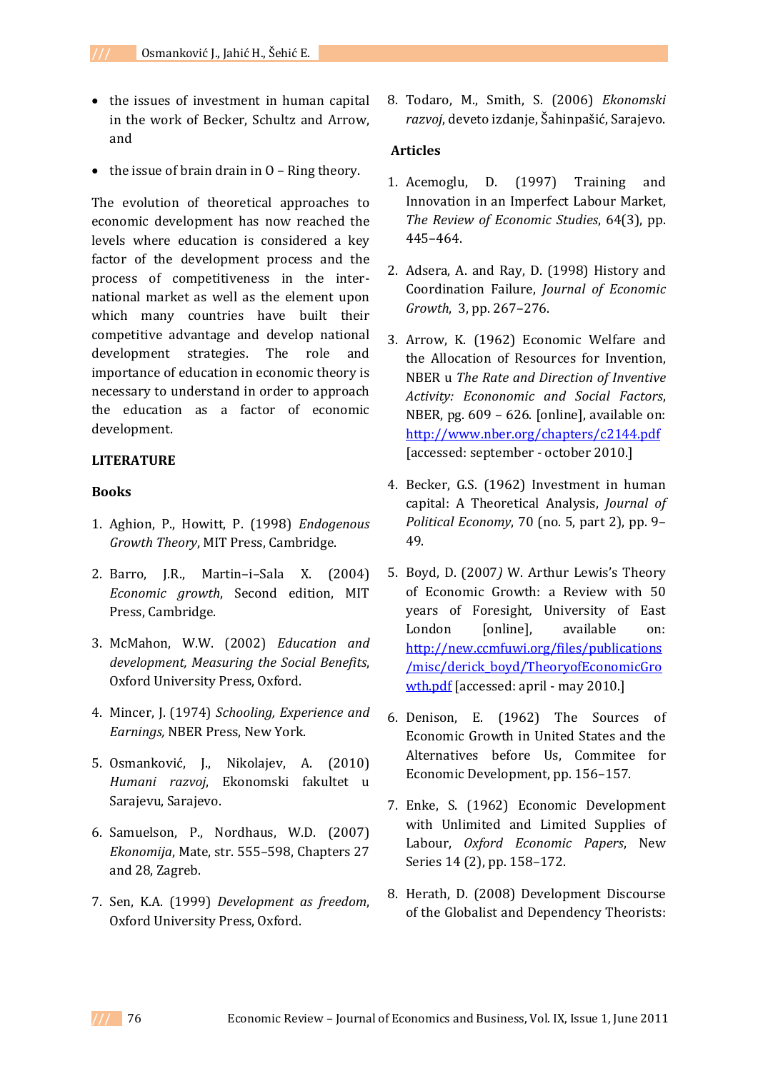- the issues of investment in human capital in the work of Becker, Schultz and Arrow, and
- the issue of brain drain in O – Ring theory.

The evolution of theoretical approaches to economic development has now reached the levels where education is considered a key factor of the development process and the process of competitiveness in the international market as well as the element upon which many countries have built their competitive advantage and develop national development strategies. The role and importance of education in economic theory is necessary to understand in order to approach the education as a factor of economic development.

## LITERATURE

### Books

1. Aghion, P., Howitt, P. (1998) *Endogenous Growth Theory*, MIT Press, Cambridge.
2. Barro, J.R., Martin–i–Sala X. (2004) *Economic growth*, Second edition, MIT Press, Cambridge.
3. McMahon, W.W. (2002) *Education and development, Measuring the Social Benefits*, Oxford University Press, Oxford.
4. Mincer, J. (1974) *Schooling, Experience and Earnings,* NBER Press, New York.
5. Osmanković, J., Nikolajev, A. (2010) *Humani razvoj*, Ekonomski fakultet u Sarajevu, Sarajevo.
6. Samuelson, P., Nordhaus, W.D. (2007) *Ekonomija*, Mate, str. 555–598, Chapters 27 and 28, Zagreb.
7. Sen, K.A. (1999) *Development as freedom*, Oxford University Press, Oxford.
8. Todaro, M., Smith, S. (2006) *Ekonomski razvoj*, deveto izdanje, Šahinpašić, Sarajevo.

### Articles

1. Acemoglu, D. (1997) Training and Innovation in an Imperfect Labour Market, *The Review of Economic Studies*, 64(3), pp. 445–464.
2. Adsera, A. and Ray, D. (1998) History and Coordination Failure, *Journal of Economic Growth*, 3, pp. 267–276.
3. Arrow, K. (1962) Economic Welfare and the Allocation of Resources for Invention, NBER u *The Rate and Direction of Inventive Activity: Econonomic and Social Factors*, NBER, pg. 609 – 626. [online], available on: http://www.nber.org/chapters/c2144.pdf [accessed: september - october 2010.]
4. Becker, G.S. (1962) Investment in human capital: A Theoretical Analysis, *Journal of Political Economy*, 70 (no. 5, part 2), pp. 9–49.
5. Boyd, D. (2007*)* W. Arthur Lewis's Theory of Economic Growth: a Review with 50 years of Foresight*,* University of East London [online], available on: http://new.ccmfuwi.org/files/publications/misc/derick_boyd/TheoryofEconomicGrowth.pdf [accessed: april - may 2010.]
6. Denison, E. (1962) The Sources of Economic Growth in United States and the Alternatives before Us, Commitee for Economic Development, pp. 156–157.
7. Enke, S. (1962) Economic Development with Unlimited and Limited Supplies of Labour, *Oxford Economic Papers*, New Series 14 (2), pp. 158–172.
8. Herath, D. (2008) Development Discourse of the Globalist and Dependency Theorists: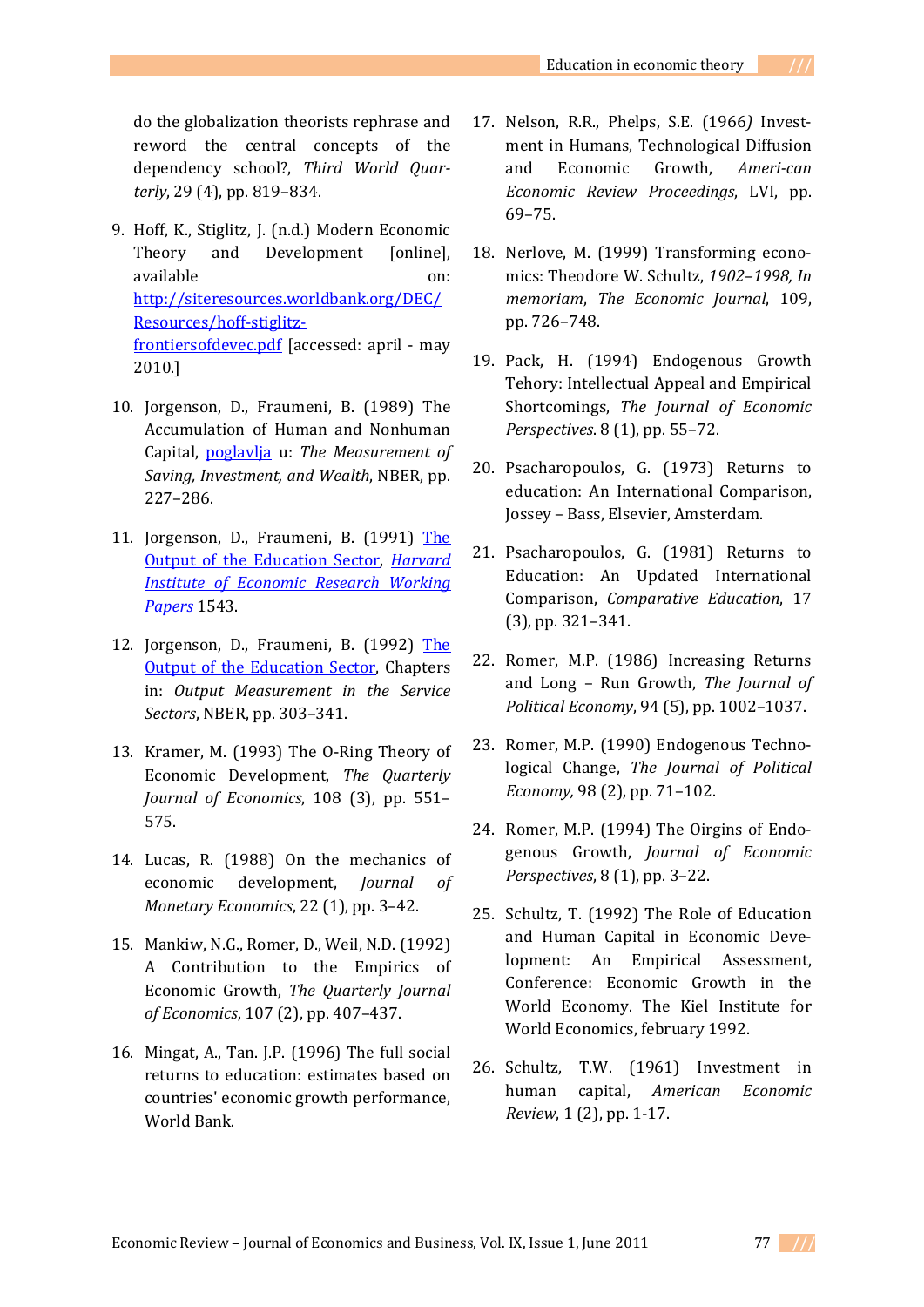do the globalization theorists rephrase and reword the central concepts of the dependency school?, *Third World Quarterly*, 29 (4), pp. 819–834.

9. Hoff, K., Stiglitz, J. (n.d.) Modern Economic Theory and Development [online], available on: http://siteresources.worldbank.org/DEC/Resources/hoff-stiglitz-frontiersofdevec.pdf [accessed: april - may 2010.]

10. Jorgenson, D., Fraumeni, B. (1989) The Accumulation of Human and Nonhuman Capital, poglavlja u: *The Measurement of Saving, Investment, and Wealth*, NBER, pp. 227–286.

11. Jorgenson, D., Fraumeni, B. (1991) The Output of the Education Sector, *Harvard Institute of Economic Research Working Papers* 1543.

12. Jorgenson, D., Fraumeni, B. (1992) The Output of the Education Sector, Chapters in: *Output Measurement in the Service Sectors*, NBER, pp. 303–341.

13. Kramer, M. (1993) The O-Ring Theory of Economic Development, *The Quarterly Journal of Economics*, 108 (3), pp. 551–575.

14. Lucas, R. (1988) On the mechanics of economic development, *Journal of Monetary Economics*, 22 (1), pp. 3–42.

15. Mankiw, N.G., Romer, D., Weil, N.D. (1992) A Contribution to the Empirics of Economic Growth, *The Quarterly Journal of Economics*, 107 (2), pp. 407–437.

16. Mingat, A., Tan. J.P. (1996) The full social returns to education: estimates based on countries' economic growth performance, World Bank.

17. Nelson, R.R., Phelps, S.E. (1966*)* Investment in Humans, Technological Diffusion and Economic Growth, *Ameri-can Economic Review Proceedings*, LVI, pp. 69–75.

18. Nerlove, M. (1999) Transforming economics: Theodore W. Schultz, *1902–1998, In memoriam*, *The Economic Journal*, 109, pp. 726–748.

19. Pack, H. (1994) Endogenous Growth Tehory: Intellectual Appeal and Empirical Shortcomings, *The Journal of Economic Perspectives*. 8 (1), pp. 55–72.

20. Psacharopoulos, G. (1973) Returns to education: An International Comparison, Jossey – Bass, Elsevier, Amsterdam.

21. Psacharopoulos, G. (1981) Returns to Education: An Updated International Comparison, *Comparative Education*, 17 (3), pp. 321–341.

22. Romer, M.P. (1986) Increasing Returns and Long – Run Growth, *The Journal of Political Economy*, 94 (5), pp. 1002–1037.

23. Romer, M.P. (1990) Endogenous Technological Change, *The Journal of Political Economy,* 98 (2), pp. 71–102.

24. Romer, M.P. (1994) The Oirgins of Endogenous Growth, *Journal of Economic Perspectives*, 8 (1), pp. 3–22.

25. Schultz, T. (1992) The Role of Education and Human Capital in Economic Development: An Empirical Assessment, Conference: Economic Growth in the World Economy. The Kiel Institute for World Economics, february 1992.

26. Schultz, T.W. (1961) Investment in human capital, *American Economic Review*, 1 (2), pp. 1-17.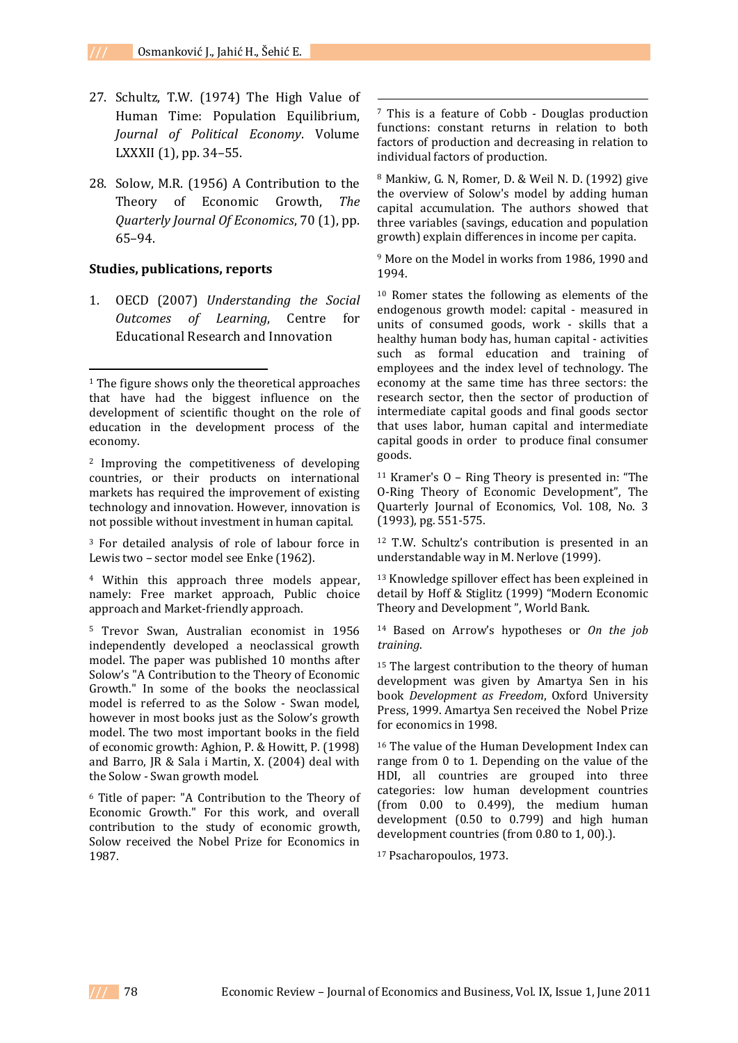27. Schultz, T.W. (1974) The High Value of Human Time: Population Equilibrium, *Journal of Political Economy*. Volume LXXXII (1), pp. 34–55.

28. Solow, M.R. (1956) A Contribution to the Theory of Economic Growth, *The Quarterly Journal Of Economics*, 70 (1), pp. 65–94.

**Studies, publications, reports**

1. OECD (2007) *Understanding the Social Outcomes of Learning*, Centre for Educational Research and Innovation

---

[1] The figure shows only the theoretical approaches that have had the biggest influence on the development of scientific thought on the role of education in the development process of the economy.

[2] Improving the competitiveness of developing countries, or their products on international markets has required the improvement of existing technology and innovation. However, innovation is not possible without investment in human capital.

[3] For detailed analysis of role of labour force in Lewis two – sector model see Enke (1962).

[4] Within this approach three models appear, namely: Free market approach, Public choice approach and Market-friendly approach.

[5] Trevor Swan, Australian economist in 1956 independently developed a neoclassical growth model. The paper was published 10 months after Solow's "A Contribution to the Theory of Economic Growth." In some of the books the neoclassical model is referred to as the Solow - Swan model, however in most books just as the Solow's growth model. The two most important books in the field of economic growth: Aghion, P. & Howitt, P. (1998) and Barro, JR & Sala i Martin, X. (2004) deal with the Solow - Swan growth model.

[6] Title of paper: "A Contribution to the Theory of Economic Growth." For this work, and overall contribution to the study of economic growth, Solow received the Nobel Prize for Economics in 1987.

[7] This is a feature of Cobb - Douglas production functions: constant returns in relation to both factors of production and decreasing in relation to individual factors of production.

[8] Mankiw, G. N, Romer, D. & Weil N. D. (1992) give the overview of Solow's model by adding human capital accumulation. The authors showed that three variables (savings, education and population growth) explain differences in income per capita.

[9] More on the Model in works from 1986, 1990 and 1994.

[10] Romer states the following as elements of the endogenous growth model: capital - measured in units of consumed goods, work - skills that a healthy human body has, human capital - activities such as formal education and training of employees and the index level of technology. The economy at the same time has three sectors: the research sector, then the sector of production of intermediate capital goods and final goods sector that uses labor, human capital and intermediate capital goods in order to produce final consumer goods.

[11] Kramer's O – Ring Theory is presented in: "The O-Ring Theory of Economic Development", The Quarterly Journal of Economics, Vol. 108, No. 3 (1993), pg. 551-575.

[12] T.W. Schultz's contribution is presented in an understandable way in M. Nerlove (1999).

[13] Knowledge spillover effect has been expleined in detail by Hoff & Stiglitz (1999) "Modern Economic Theory and Development ", World Bank.

[14] Based on Arrow's hypotheses or *On the job training*.

[15] The largest contribution to the theory of human development was given by Amartya Sen in his book *Development as Freedom*, Oxford University Press, 1999. Amartya Sen received the Nobel Prize for economics in 1998.

[16] The value of the Human Development Index can range from 0 to 1. Depending on the value of the HDI, all countries are grouped into three categories: low human development countries (from 0.00 to 0.499), the medium human development (0.50 to 0.799) and high human development countries (from 0.80 to 1, 00).).

[17] Psacharopoulos, 1973.